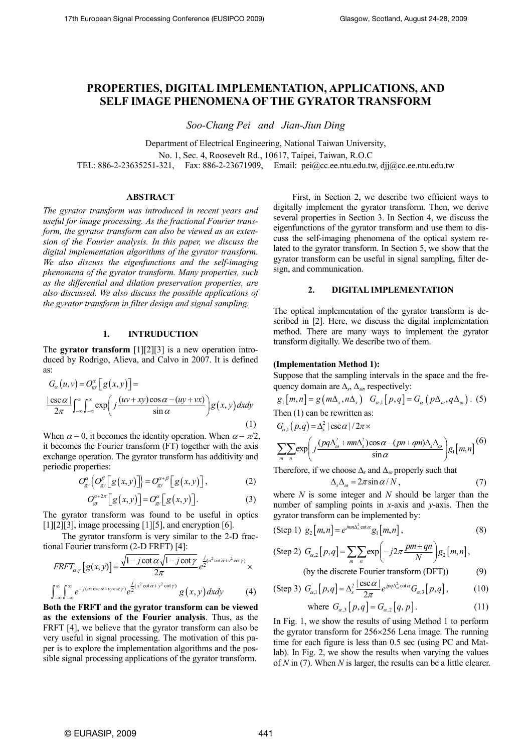# PROPERTIES, DIGITAL IMPLEMENTATION, APPLICATIONS, AND SELF IMAGE PHENOMENA OF THE GYRATOR TRANSFORM

*Soo-Chang Pei and Jian-Jiun Ding*

Department of Electrical Engineering, National Taiwan University,
No. 1, Sec. 4, Roosevelt Rd., 10617, Taipei, Taiwan, R.O.C
TEL: 886-2-23635251-321, Fax: 886-2-23671909, Email: pei@cc.ee.ntu.edu.tw, djj@cc.ee.ntu.edu.tw

## ABSTRACT

*The gyrator transform was introduced in recent years and useful for image processing. As the fractional Fourier transform, the gyrator transform can also be viewed as an extension of the Fourier analysis. In this paper, we discuss the digital implementation algorithms of the gyrator transform. We also discuss the eigenfunctions and the self-imaging phenomena of the gyrator transform. Many properties, such as the differential and dilation preservation properties, are also discussed. We also discuss the possible applications of the gyrator transform in filter design and signal sampling.*

## 1. INTRUDUCTION

The **gyrator transform** [1][2][3] is a new operation introduced by Rodrigo, Alieva, and Calvo in 2007. It is defined as:

$$G_\alpha(u,v) = O_{gy}^{\alpha}\left[g(x,y)\right] = \frac{|\csc\alpha|}{2\pi}\int_{-\infty}^{\infty}\int_{-\infty}^{\infty}\exp\left(j\frac{(uv+xy)\cos\alpha-(uy+vx)}{\sin\alpha}\right)g(x,y)\,dxdy \tag{1}$$

When $\alpha = 0$, it becomes the identity operation. When $\alpha = \pi/2$, it becomes the Fourier transform (FT) together with the axis exchange operation. The gyrator transform has additivity and periodic properties:

$$O_{gy}^{\alpha}\left\{O_{gy}^{\beta}\left[g(x,y)\right]\right\} = O_{gy}^{\alpha+\beta}\left[g(x,y)\right], \tag{2}$$

$$O_{gy}^{\alpha+2\pi}\left[g(x,y)\right] = O_{gy}^{\alpha}\left[g(x,y)\right]. \tag{3}$$

The gyrator transform was found to be useful in optics [1][2][3], image processing [1][5], and encryption [6].

The gyrator transform is very similar to the 2-D fractional Fourier transform (2-D FRFT) [4]:

$$FRFT_{\alpha,\gamma}\left[g(x,y)\right] = \frac{\sqrt{1-j\cot\alpha}\sqrt{1-j\cot\gamma}}{2\pi}e^{\frac{j}{2}(u^2\cot\alpha+v^2\cot\gamma)}\times \int_{-\infty}^{\infty}\int_{-\infty}^{\infty}e^{-j(ux\csc\alpha+vy\csc\gamma)}e^{\frac{j}{2}(x^2\cot\alpha+y^2\cot\gamma)}g(x,y)\,dxdy \tag{4}$$

**Both the FRFT and the gyrator transform can be viewed as the extensions of the Fourier analysis**. Thus, as the FRFT [4], we believe that the gyrator transform can also be very useful in signal processing. The motivation of this paper is to explore the implementation algorithms and the possible signal processing applications of the gyrator transform.

First, in Section 2, we describe two efficient ways to digitally implement the gyrator transform. Then, we derive several properties in Section 3. In Section 4, we discuss the eigenfunctions of the gyrator transform and use them to discuss the self-imaging phenomena of the optical system related to the gyrator transform. In Section 5, we show that the gyrator transform can be useful in signal sampling, filter design, and communication.

## 2. DIGITAL IMPLEMENTATION

The optical implementation of the gyrator transform is described in [2]. Here, we discuss the digital implementation method. There are many ways to implement the gyrator transform digitally. We describe two of them.

**(Implementation Method 1):**

Suppose that the sampling intervals in the space and the frequency domain are $\Delta_s$, $\Delta_\omega$, respectively:

$$g_1[m,n] = g(m\Delta_s, n\Delta_s) \quad G_{\alpha,1}[p,q] = G_\alpha(p\Delta_\omega, q\Delta_\omega). \tag{5}$$

Then (1) can be rewritten as:

$$G_{\alpha,1}(p,q) = \Delta_s^2|\csc\alpha|/2\pi\times \sum_m\sum_n\exp\left(j\frac{(pq\Delta_\omega^2+mn\Delta_s^2)\cos\alpha-(pn+qm)\Delta_s\Delta_\omega}{\sin\alpha}\right)g_1[m,n] \tag{6}$$

Therefore, if we choose $\Delta_s$ and $\Delta_\omega$ properly such that

$$\Delta_s\Delta_\omega = 2\pi\sin\alpha/N, \tag{7}$$

where $N$ is some integer and $N$ should be larger than the number of sampling points in $x$-axis and $y$-axis. Then the gyrator transform can be implemented by:

(Step 1) $$g_2[m,n] = e^{jmn\Delta_s^2\cot\alpha}g_1[m,n], \tag{8}$$

(Step 2) $$G_{\alpha,2}[p,q] = \sum_m\sum_n\exp\left(-j2\pi\frac{pm+qn}{N}\right)g_2[m,n], \tag{9}$$

(by the discrete Fourier transform (DFT))

(Step 3) $$G_{\alpha,1}[p,q] = \Delta_s^2\frac{|\csc\alpha|}{2\pi}e^{jpq\Delta_\omega^2\cot\alpha}G_{\alpha,3}[p,q], \tag{10}$$

where $$G_{\alpha,3}[p,q] = G_{\alpha,2}[q,p]. \tag{11}$$

In Fig. 1, we show the results of using Method 1 to perform the gyrator transform for 256×256 Lena image. The running time for each figure is less than 0.5 sec (using PC and Matlab). In Fig. 2, we show the results when varying the values of $N$ in (7). When $N$ is larger, the results can be a little clearer.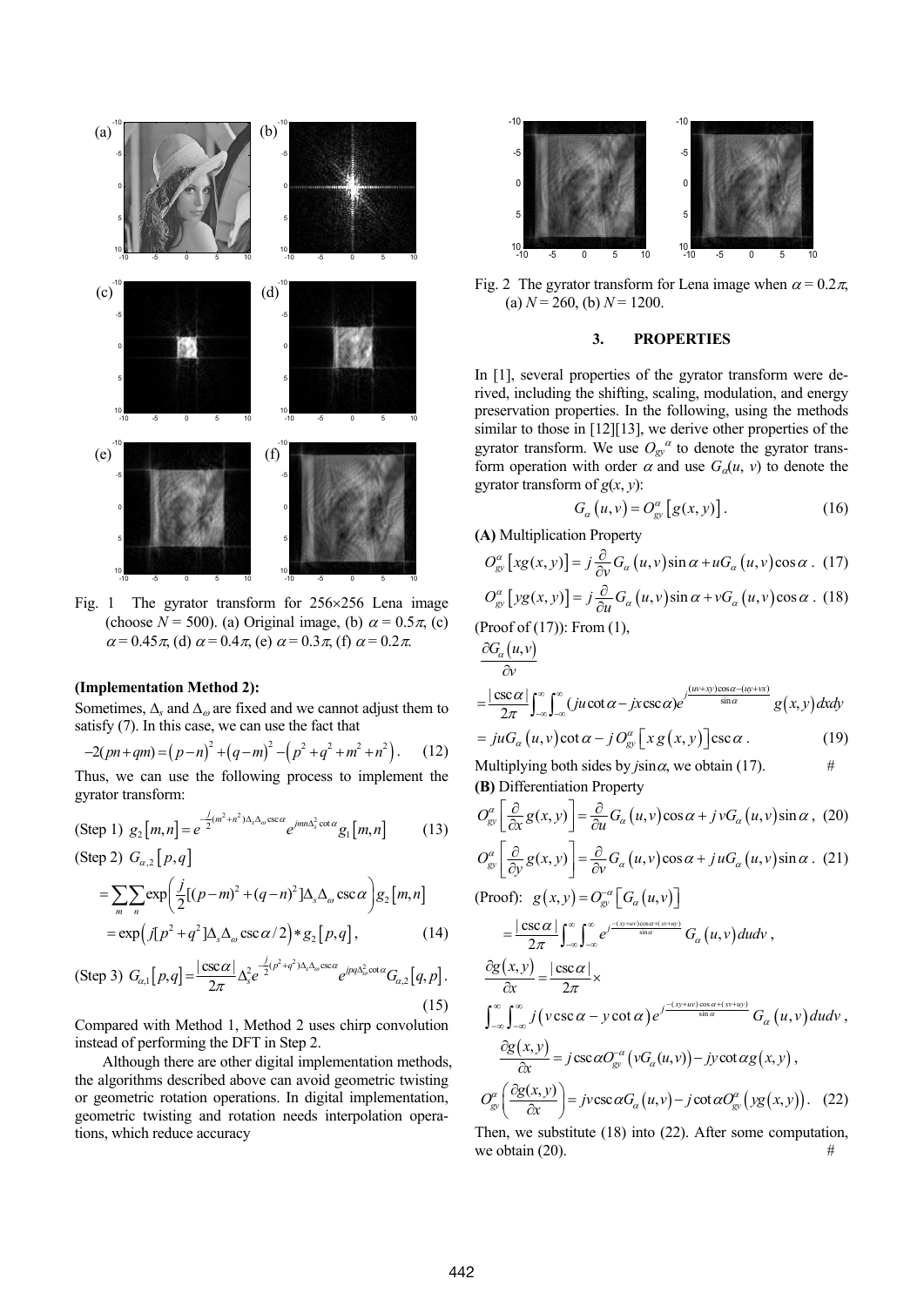Fig. 1 The gyrator transform for 256×256 Lena image (choose $N$ = 500). (a) Original image, (b) $\alpha = 0.5\pi$, (c) $\alpha = 0.45\pi$, (d) $\alpha = 0.4\pi$, (e) $\alpha = 0.3\pi$, (f) $\alpha = 0.2\pi$.

**(Implementation Method 2):**

Sometimes, $\Delta_s$ and $\Delta_\omega$ are fixed and we cannot adjust them to satisfy (7). In this case, we can use the fact that

$$-2(pn+qm) = (p-n)^2 + (q-m)^2 - \left(p^2+q^2+m^2+n^2\right). \quad (12)$$

Thus, we can use the following process to implement the gyrator transform:

(Step 1) $$g_2[m,n] = e^{-\frac{j}{2}(m^2+n^2)\Delta_s\Delta_\omega \csc\alpha} e^{jmn\Delta_s^2 \cot\alpha} g_1[m,n] \quad (13)$$

(Step 2) $$G_{\alpha,2}[p,q] = \sum_m \sum_n \exp\left(\frac{j}{2}[(p-m)^2+(q-n)^2]\Delta_s\Delta_\omega \csc\alpha\right) g_2[m,n]$$
$$= \exp\left(j[p^2+q^2]\Delta_s\Delta_\omega \csc\alpha/2\right) * g_2[p,q], \quad (14)$$

(Step 3) $$G_{\alpha,1}[p,q] = \frac{|\csc\alpha|}{2\pi}\Delta_s^2 e^{\frac{j}{2}(p^2+q^2)\Delta_s\Delta_\omega\csc\alpha} e^{jpq\Delta_\omega^2\cot\alpha} G_{\alpha,2}[q,p]. \quad (15)$$

Compared with Method 1, Method 2 uses chirp convolution instead of performing the DFT in Step 2.

Although there are other digital implementation methods, the algorithms described above can avoid geometric twisting or geometric rotation operations. In digital implementation, geometric twisting and rotation needs interpolation operations, which reduce accuracy

Fig. 2 The gyrator transform for Lena image when $\alpha = 0.2\pi$, (a) $N$ = 260, (b) $N$ = 1200.

### 3. PROPERTIES

In [1], several properties of the gyrator transform were derived, including the shifting, scaling, modulation, and energy preservation properties. In the following, using the methods similar to those in [12][13], we derive other properties of the gyrator transform. We use $O_{gy}^\alpha$ to denote the gyrator transform operation with order $\alpha$ and use $G_\alpha(u, v)$ to denote the gyrator transform of $g(x, y)$:

$$G_\alpha(u,v) = O_{gy}^\alpha\left[g(x,y)\right]. \quad (16)$$

**(A)** Multiplication Property

$$O_{gy}^\alpha\left[xg(x,y)\right] = j\frac{\partial}{\partial v}G_\alpha(u,v)\sin\alpha + uG_\alpha(u,v)\cos\alpha. \quad (17)$$

$$O_{gy}^\alpha\left[yg(x,y)\right] = j\frac{\partial}{\partial u}G_\alpha(u,v)\sin\alpha + vG_\alpha(u,v)\cos\alpha. \quad (18)$$

(Proof of (17)): From (1),

$$\frac{\partial G_\alpha(u,v)}{\partial v} = \frac{|\csc\alpha|}{2\pi}\int_{-\infty}^{\infty}\int_{-\infty}^{\infty}(ju\cot\alpha - jx\csc\alpha)e^{j\frac{(uv+xy)\cos\alpha-(uy+vx)}{\sin\alpha}} g(x,y)\,dxdy$$

$$= juG_\alpha(u,v)\cot\alpha - jO_{gy}^\alpha\left[x\,g(x,y)\right]\csc\alpha. \quad (19)$$

Multiplying both sides by $j\sin\alpha$, we obtain (17). #

**(B)** Differentiation Property

$$O_{gy}^\alpha\left[\frac{\partial}{\partial x}g(x,y)\right] = \frac{\partial}{\partial u}G_\alpha(u,v)\cos\alpha + jvG_\alpha(u,v)\sin\alpha, \quad (20)$$

$$O_{gy}^\alpha\left[\frac{\partial}{\partial y}g(x,y)\right] = \frac{\partial}{\partial v}G_\alpha(u,v)\cos\alpha + juG_\alpha(u,v)\sin\alpha. \quad (21)$$

(Proof): $g(x,y) = O_{gy}^{-\alpha}\left[G_\alpha(u,v)\right]$

$$= \frac{|\csc\alpha|}{2\pi}\int_{-\infty}^{\infty}\int_{-\infty}^{\infty}e^{j\frac{-(xy+uv)\cos\alpha+(xv+uy)}{\sin\alpha}} G_\alpha(u,v)\,dudv,$$

$$\frac{\partial g(x,y)}{\partial x} = \frac{|\csc\alpha|}{2\pi}\times$$

$$\int_{-\infty}^{\infty}\int_{-\infty}^{\infty} j\left(v\csc\alpha - y\cot\alpha\right)e^{j\frac{-(xy+uv)\cos\alpha+(xv+uy)}{\sin\alpha}} G_\alpha(u,v)\,dudv,$$

$$\frac{\partial g(x,y)}{\partial x} = j\csc\alpha O_{gy}^{-\alpha}\left(vG_\alpha(u,v)\right) - jy\cot\alpha g(x,y),$$

$$O_{gy}^\alpha\left(\frac{\partial g(x,y)}{\partial x}\right) = jv\csc\alpha G_\alpha(u,v) - j\cot\alpha O_{gy}^\alpha\left(yg(x,y)\right). \quad (22)$$

Then, we substitute (18) into (22). After some computation, we obtain (20). #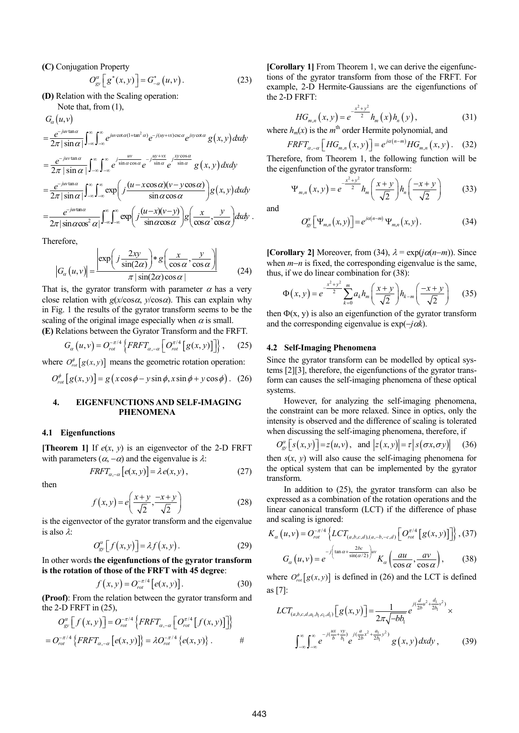**(C)** Conjugation Property

$$O_{gy}^{\alpha}\left[g^{*}(x,y)\right]=G_{-\alpha}^{*}\left(u,v\right). \tag{23}$$

**(D)** Relation with the Scaling operation:

Note that, from (1),

$$\begin{aligned}
&G_{\alpha}\left(u,v\right) \\
&=\frac{e^{-juv\tan\alpha}}{2\pi\,|\sin\alpha|}\int_{-\infty}^{\infty}\int_{-\infty}^{\infty}e^{juv\cot\alpha(1+\tan^{2}\alpha)}e^{-j(uy+vx)\csc\alpha}e^{jxy\cot\alpha}\,g\left(x,y\right)dxdy \\
&=\frac{e^{-juv\tan\alpha}}{2\pi\,|\sin\alpha|}\int_{-\infty}^{\infty}\int_{-\infty}^{\infty}e^{j\frac{uv}{\sin\alpha\cos\alpha}}e^{-j\frac{uy+vx}{\sin\alpha}}e^{j\frac{xy\cos\alpha}{\sin\alpha}}\,g\left(x,y\right)dxdy \\
&=\frac{e^{-juv\tan\alpha}}{2\pi\,|\sin\alpha|}\int_{-\infty}^{\infty}\int_{-\infty}^{\infty}\exp\left(j\frac{(u-x\cos\alpha)(v-y\cos\alpha)}{\sin\alpha\cos\alpha}\right)g\left(x,y\right)dxdy \\
&=\frac{e^{-juv\tan\alpha}}{2\pi\,|\sin\alpha\cos^{2}\alpha|}\int_{-\infty}^{\infty}\int_{-\infty}^{\infty}\exp\left(j\frac{(u-x)(v-y)}{\sin\alpha\cos\alpha}\right)g\left(\frac{x}{\cos\alpha},\frac{y}{\cos\alpha}\right)dxdy\,.
\end{aligned}$$

Therefore,

$$\left|G_{\alpha}\left(u,v\right)\right|=\frac{\left|\exp\left(j\dfrac{2xy}{\sin(2\alpha)}\right)*g\left(\dfrac{x}{\cos\alpha},\dfrac{y}{\cos\alpha}\right)\right|}{\pi\,|\sin(2\alpha)\cos\alpha|} \tag{24}$$

That is, the gyrator transform with parameter $\alpha$ has a very close relation with $g(x/\cos\alpha, y/\cos\alpha)$. This can explain why in Fig. 1 the results of the gyrator transform seems to be the scaling of the original image especially when $\alpha$ is small.

**(E)** Relations between the Gyrator Transform and the FRFT.

$$G_{\alpha}\left(u,v\right)=O_{rot}^{-\pi/4}\left\{FRFT_{\alpha,-\alpha}\left[O_{rot}^{\pi/4}\left[g(x,y)\right]\right]\right\}, \tag{25}$$

where $O_{rot}^{\phi}\left[g(x,y)\right]$ means the geometric rotation operation:

$$O_{rot}^{\phi}\left[g(x,y)\right]=g\left(x\cos\phi-y\sin\phi,x\sin\phi+y\cos\phi\right). \tag{26}$$

## 4. EIGENFUNCTIONS AND SELF-IMAGING PHENOMENA

### 4.1 Eigenfunctions

**[Theorem 1]** If $e(x, y)$ is an eigenvector of the 2-D FRFT with parameters $(\alpha, -\alpha)$ and the eigenvalue is $\lambda$:

$$FRFT_{\alpha,-\alpha}\left[e(x,y)\right]=\lambda\, e(x,y)\,, \tag{27}$$

then

$$f\left(x,y\right)=e\left(\frac{x+y}{\sqrt{2}},\frac{-x+y}{\sqrt{2}}\right) \tag{28}$$

is the eigenvector of the gyrator transform and the eigenvalue is also $\lambda$:

$$O_{gy}^{\alpha}\left[f\left(x,y\right)\right]=\lambda f\left(x,y\right). \tag{29}$$

In other words **the eigenfunctions of the gyrator transform is the rotation of those of the FRFT with 45 degree**:

$$f\left(x,y\right)=O_{rot}^{-\pi/4}\left[e(x,y)\right]. \tag{30}$$

**(Proof)**: From the relation between the gyrator transform and the 2-D FRFT in (25),

$$\begin{aligned}
&O_{gy}^{\alpha}\left[f\left(x,y\right)\right]=O_{rot}^{-\pi/4}\left\{FRFT_{\alpha,-\alpha}\left[O_{rot}^{\pi/4}\left[f\left(x,y\right)\right]\right]\right\} \\
&=O_{rot}^{-\pi/4}\left\{FRFT_{\alpha,-\alpha}\left[e(x,y)\right]\right\}=\lambda O_{rot}^{-\pi/4}\left\{e(x,y)\right\}. \qquad \#
\end{aligned}$$

**[Corollary 1]** From Theorem 1, we can derive the eigenfunctions of the gyrator transform from those of the FRFT. For example, 2-D Hermite-Gaussians are the eigenfunctions of the 2-D FRFT:

$$HG_{m,n}\left(x,y\right)=e^{-\frac{x^{2}+y^{2}}{2}}h_{m}\left(x\right)h_{n}\left(y\right), \tag{31}$$

where $h_m(x)$ is the $m^{\text{th}}$ order Hermite polynomial, and

$$FRFT_{\alpha,-\alpha}\left[HG_{m,n}\left(x,y\right)\right]=e^{j\alpha(n-m)}HG_{m,n}\left(x,y\right). \tag{32}$$

Therefore, from Theorem 1, the following function will be the eigenfunction of the gyrator transform:

$$\Psi_{m,n}\left(x,y\right)=e^{-\frac{x^{2}+y^{2}}{2}}h_{m}\left(\frac{x+y}{\sqrt{2}}\right)h_{n}\left(\frac{-x+y}{\sqrt{2}}\right) \tag{33}$$

and

$$O_{gy}^{\alpha}\left[\Psi_{m,n}\left(x,y\right)\right]=e^{j\alpha(n-m)}\Psi_{m,n}\left(x,y\right). \tag{34}$$

**[Corollary 2]** Moreover, from (34), $\lambda = \exp(j\alpha(n-m))$. Since when $m-n$ is fixed, the corresponding eigenvalue is the same, thus, if we do linear combination for (38):

$$\Phi\left(x,y\right)=e^{-\frac{x^{2}+y^{2}}{2}}\sum_{k=0}^{m}a_{k}h_{m}\left(\frac{x+y}{\sqrt{2}}\right)h_{k-m}\left(\frac{-x+y}{\sqrt{2}}\right) \tag{35}$$

then $\Phi(x, y)$ is also an eigenfunction of the gyrator transform and the corresponding eigenvalue is $\exp(-j\alpha k)$.

### 4.2 Self-Imaging Phenomena

Since the gyrator transform can be modelled by optical systems [2][3], therefore, the eigenfunctions of the gyrator transform can causes the self-imaging phenomena of these optical systems.

However, for analyzing the self-imaging phenomena, the constraint can be more relaxed. Since in optics, only the intensity is observed and the difference of scaling is tolerated when discussing the self-imaging phenomena, therefore, if

$$O_{gy}^{\alpha}\left[s\left(x,y\right)\right]=z\left(u,v\right),\quad\text{and}\ \left|z\left(x,y\right)\right|=\tau\left|s\left(\sigma x,\sigma y\right)\right| \tag{36}$$

then $s(x, y)$ will also cause the self-imaging phenomena for the optical system that can be implemented by the gyrator transform.

In addition to (25), the gyrator transform can also be expressed as a combination of the rotation operations and the linear canonical transform (LCT) if the difference of phase and scaling is ignored:

$$K_{\alpha}\left(u,v\right)=O_{rot}^{-\pi/4}\left\{LCT_{(a,b,c,d),(a,-b,-c,d)}\left[O_{rot}^{\pi/4}\left[g(x,y)\right]\right]\right\}, \tag{37}$$

$$G_{\alpha}\left(u,v\right)=e^{-j\left(\tan\alpha+\frac{2bc}{\sin(\alpha/2)}\right)uv}K_{\alpha}\left(\frac{au}{\cos\alpha},\frac{av}{\cos\alpha}\right), \tag{38}$$

where $O_{rot}^{\phi}\left[g(x,y)\right]$ is defined in (26) and the LCT is defined as [7]:

$$LCT_{(a,b,c,d,a_{1},b_{1},c_{1},d_{1})}\left[g\left(x,y\right)\right]=\frac{1}{2\pi\sqrt{-bb_{1}}}e^{j\left(\frac{d}{2b}u^{2}+\frac{d_{1}}{2b_{1}}v^{2}\right)}\times$$

$$\int_{-\infty}^{\infty}\int_{-\infty}^{\infty}e^{-j\left(\frac{ux}{b}+\frac{vy}{b_{1}}\right)}e^{j\left(\frac{a}{2b}x^{2}+\frac{a_{1}}{2b_{1}}y^{2}\right)}g\left(x,y\right)dxdy\,, \tag{39}$$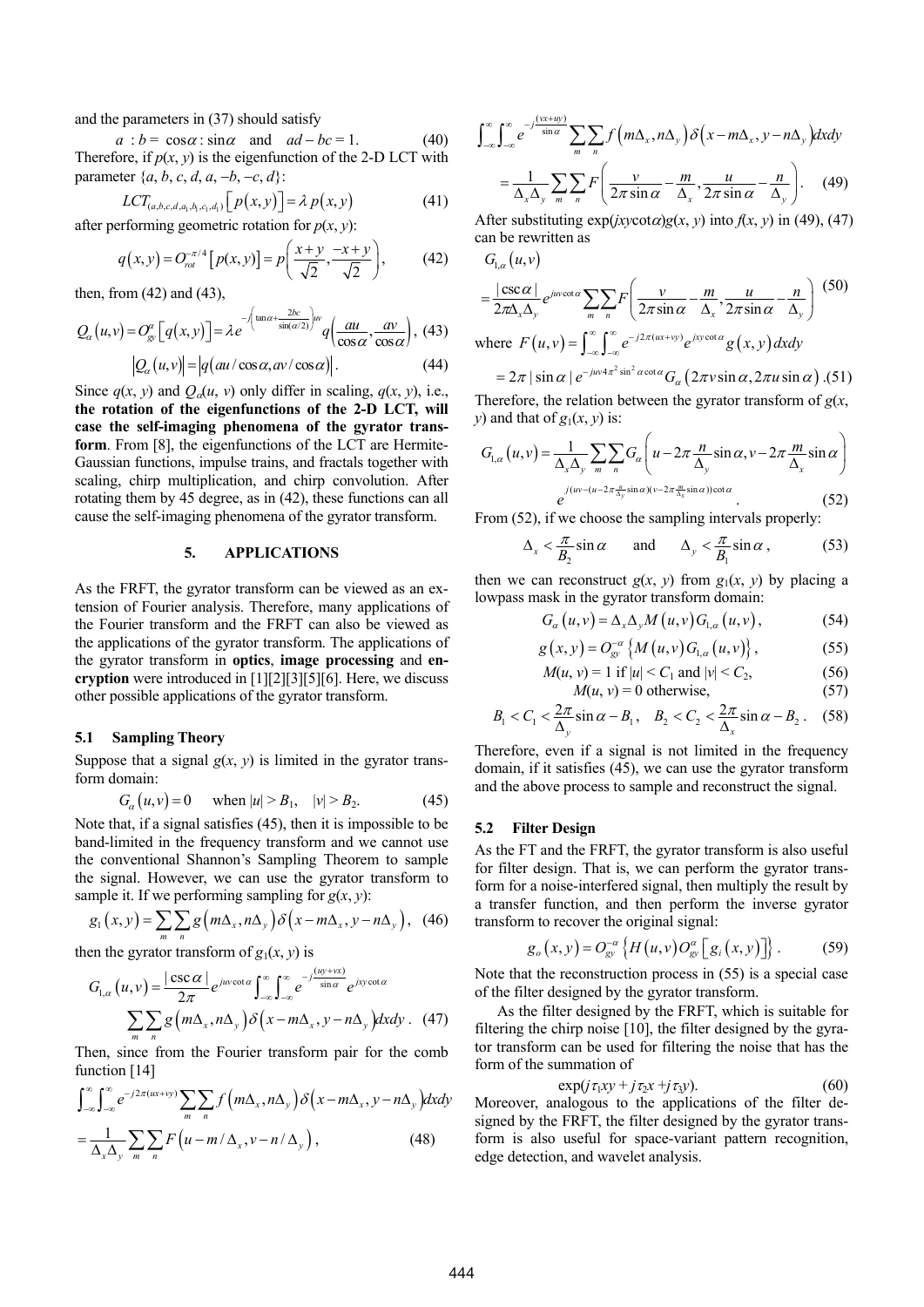and the parameters in (37) should satisfy

$$a : b = \cos\alpha : \sin\alpha \quad \text{and} \quad ad - bc = 1. \tag{40}$$

Therefore, if $p(x, y)$ is the eigenfunction of the 2-D LCT with parameter $\{a, b, c, d, a, -b, -c, d\}$:

$$LCT_{(a,b,c,d,a_1,b_1,c_1,d_1)}\left[p(x,y)\right] = \lambda\, p(x,y) \tag{41}$$

after performing geometric rotation for $p(x, y)$:

$$q(x,y) = O_{rot}^{-\pi/4}\left[p(x,y)\right] = p\left(\frac{x+y}{\sqrt{2}}, \frac{-x+y}{\sqrt{2}}\right), \tag{42}$$

then, from (42) and (43),

$$Q_\alpha(u,v) = O_{gy}^{\alpha}\left[q(x,y)\right] = \lambda e^{-j\left(\tan\alpha + \frac{2bc}{\sin(\alpha/2)}\right)uv} q\left(\frac{au}{\cos\alpha}, \frac{av}{\cos\alpha}\right), \tag{43}$$

$$\left|Q_\alpha(u,v)\right| = \left|q\left(au/\cos\alpha, av/\cos\alpha\right)\right|. \tag{44}$$

Since $q(x, y)$ and $Q_\alpha(u, v)$ only differ in scaling, $q(x, y)$, i.e., **the rotation of the eigenfunctions of the 2-D LCT, will case the self-imaging phenomena of the gyrator transform**. From [8], the eigenfunctions of the LCT are Hermite-Gaussian functions, impulse trains, and fractals together with scaling, chirp multiplication, and chirp convolution. After rotating them by 45 degree, as in (42), these functions can all cause the self-imaging phenomena of the gyrator transform.

## 5. APPLICATIONS

As the FRFT, the gyrator transform can be viewed as an extension of Fourier analysis. Therefore, many applications of the Fourier transform and the FRFT can also be viewed as the applications of the gyrator transform. The applications of the gyrator transform in **optics**, **image processing** and **encryption** were introduced in [1][2][3][5][6]. Here, we discuss other possible applications of the gyrator transform.

### 5.1 Sampling Theory

Suppose that a signal $g(x, y)$ is limited in the gyrator transform domain:

$$G_\alpha(u,v) = 0 \quad \text{when } |u| > B_1, \quad |v| > B_2. \tag{45}$$

Note that, if a signal satisfies (45), then it is impossible to be band-limited in the frequency transform and we cannot use the conventional Shannon's Sampling Theorem to sample the signal. However, we can use the gyrator transform to sample it. If we performing sampling for $g(x, y)$:

$$g_1(x,y) = \sum_m \sum_n g\left(m\Delta_x, n\Delta_y\right)\delta\left(x - m\Delta_x, y - n\Delta_y\right), \tag{46}$$

then the gyrator transform of $g_1(x, y)$ is

$$G_{1,\alpha}(u,v) = \frac{|\csc\alpha|}{2\pi} e^{juv\cot\alpha} \int_{-\infty}^{\infty}\int_{-\infty}^{\infty} e^{-j\frac{(uy+vx)}{\sin\alpha}} e^{jxy\cot\alpha} \sum_m \sum_n g\left(m\Delta_x, n\Delta_y\right)\delta\left(x - m\Delta_x, y - n\Delta_y\right)dxdy. \tag{47}$$

Then, since from the Fourier transform pair for the comb function [14]

$$\int_{-\infty}^{\infty}\int_{-\infty}^{\infty} e^{-j2\pi(ux+vy)} \sum_m \sum_n f\left(m\Delta_x, n\Delta_y\right)\delta\left(x - m\Delta_x, y - n\Delta_y\right)dxdy = \frac{1}{\Delta_x\Delta_y}\sum_m\sum_n F\left(u - m/\Delta_x, v - n/\Delta_y\right), \tag{48}$$

$$\int_{-\infty}^{\infty}\int_{-\infty}^{\infty} e^{-j\frac{(vx+uy)}{\sin\alpha}} \sum_m \sum_n f\left(m\Delta_x, n\Delta_y\right)\delta\left(x - m\Delta_x, y - n\Delta_y\right)dxdy = \frac{1}{\Delta_x\Delta_y}\sum_m\sum_n F\left(\frac{v}{2\pi\sin\alpha} - \frac{m}{\Delta_x}, \frac{u}{2\pi\sin\alpha} - \frac{n}{\Delta_y}\right). \tag{49}$$

After substituting $\exp(jxy\cot\alpha)g(x, y)$ into $f(x, y)$ in (49), (47) can be rewritten as

$$G_{1,\alpha}(u,v) = \frac{|\csc\alpha|}{2\pi\Delta_x\Delta_y} e^{juv\cot\alpha} \sum_m\sum_n F\left(\frac{v}{2\pi\sin\alpha} - \frac{m}{\Delta_x}, \frac{u}{2\pi\sin\alpha} - \frac{n}{\Delta_y}\right) \tag{50}$$

where $F(u,v) = \int_{-\infty}^{\infty}\int_{-\infty}^{\infty} e^{-j2\pi(ux+vy)} e^{jxy\cot\alpha} g(x,y)\,dxdy$

$$= 2\pi\,|\sin\alpha|\, e^{-juv4\pi^2\sin^2\alpha\cot\alpha} G_\alpha\left(2\pi v\sin\alpha, 2\pi u\sin\alpha\right). \tag{51}$$

Therefore, the relation between the gyrator transform of $g(x, y)$ and that of $g_1(x, y)$ is:

$$G_{1,\alpha}(u,v) = \frac{1}{\Delta_x\Delta_y}\sum_m\sum_n G_\alpha\left(u - 2\pi\frac{n}{\Delta_y}\sin\alpha, v - 2\pi\frac{m}{\Delta_x}\sin\alpha\right) e^{j\left(uv - \left(u - 2\pi\frac{n}{\Delta_y}\sin\alpha\right)\left(v - 2\pi\frac{m}{\Delta_x}\sin\alpha\right)\right)\cot\alpha}. \tag{52}$$

From (52), if we choose the sampling intervals properly:

$$\Delta_x < \frac{\pi}{B_2}\sin\alpha \quad \text{and} \quad \Delta_y < \frac{\pi}{B_1}\sin\alpha, \tag{53}$$

then we can reconstruct $g(x, y)$ from $g_1(x, y)$ by placing a lowpass mask in the gyrator transform domain:

$$G_\alpha(u,v) = \Delta_x\Delta_y M(u,v) G_{1,\alpha}(u,v), \tag{54}$$

$$g(x,y) = O_{gy}^{-\alpha}\left\{M(u,v)G_{1,\alpha}(u,v)\right\}, \tag{55}$$

$$M(u, v) = 1 \text{ if } |u| < C_1 \text{ and } |v| < C_2, \tag{56}$$

$$M(u, v) = 0 \text{ otherwise}, \tag{57}$$

$$B_1 < C_1 < \frac{2\pi}{\Delta_y}\sin\alpha - B_1, \quad B_2 < C_2 < \frac{2\pi}{\Delta_x}\sin\alpha - B_2. \tag{58}$$

Therefore, even if a signal is not limited in the frequency domain, if it satisfies (45), we can use the gyrator transform and the above process to sample and reconstruct the signal.

### 5.2 Filter Design

As the FT and the FRFT, the gyrator transform is also useful for filter design. That is, we can perform the gyrator transform for a noise-interfered signal, then multiply the result by a transfer function, and then perform the inverse gyrator transform to recover the original signal:

$$g_o(x,y) = O_{gy}^{-\alpha}\left\{H(u,v)O_{gy}^{\alpha}\left[g_i(x,y)\right]\right\}. \tag{59}$$

Note that the reconstruction process in (55) is a special case of the filter designed by the gyrator transform.

As the filter designed by the FRFT, which is suitable for filtering the chirp noise [10], the filter designed by the gyrator transform can be used for filtering the noise that has the form of the summation of

$$\exp(j\tau_1 xy + j\tau_2 x + j\tau_3 y). \tag{60}$$

Moreover, analogous to the applications of the filter designed by the FRFT, the filter designed by the gyrator transform is also useful for space-variant pattern recognition, edge detection, and wavelet analysis.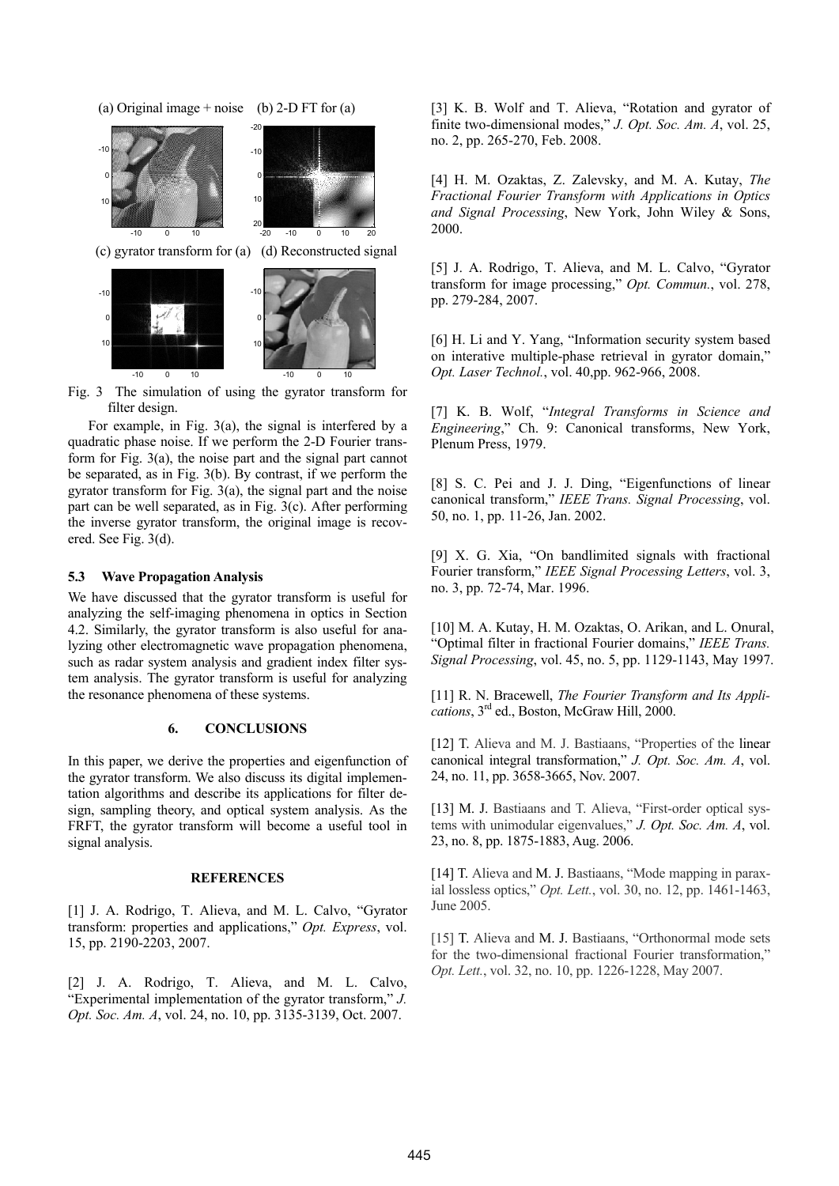(a) Original image + noise (b) 2-D FT for (a)

(c) gyrator transform for (a) (d) Reconstructed signal

Fig. 3 The simulation of using the gyrator transform for filter design.

For example, in Fig. 3(a), the signal is interfered by a quadratic phase noise. If we perform the 2-D Fourier transform for Fig. 3(a), the noise part and the signal part cannot be separated, as in Fig. 3(b). By contrast, if we perform the gyrator transform for Fig. 3(a), the signal part and the noise part can be well separated, as in Fig. 3(c). After performing the inverse gyrator transform, the original image is recovered. See Fig. 3(d).

### 5.3 Wave Propagation Analysis

We have discussed that the gyrator transform is useful for analyzing the self-imaging phenomena in optics in Section 4.2. Similarly, the gyrator transform is also useful for analyzing other electromagnetic wave propagation phenomena, such as radar system analysis and gradient index filter system analysis. The gyrator transform is useful for analyzing the resonance phenomena of these systems.

## 6. CONCLUSIONS

In this paper, we derive the properties and eigenfunction of the gyrator transform. We also discuss its digital implementation algorithms and describe its applications for filter design, sampling theory, and optical system analysis. As the FRFT, the gyrator transform will become a useful tool in signal analysis.

## REFERENCES

[1] J. A. Rodrigo, T. Alieva, and M. L. Calvo, "Gyrator transform: properties and applications," *Opt. Express*, vol. 15, pp. 2190-2203, 2007.

[2] J. A. Rodrigo, T. Alieva, and M. L. Calvo, "Experimental implementation of the gyrator transform," *J. Opt. Soc. Am. A*, vol. 24, no. 10, pp. 3135-3139, Oct. 2007.

[3] K. B. Wolf and T. Alieva, "Rotation and gyrator of finite two-dimensional modes," *J. Opt. Soc. Am. A*, vol. 25, no. 2, pp. 265-270, Feb. 2008.

[4] H. M. Ozaktas, Z. Zalevsky, and M. A. Kutay, *The Fractional Fourier Transform with Applications in Optics and Signal Processing*, New York, John Wiley & Sons, 2000.

[5] J. A. Rodrigo, T. Alieva, and M. L. Calvo, "Gyrator transform for image processing," *Opt. Commun.*, vol. 278, pp. 279-284, 2007.

[6] H. Li and Y. Yang, "Information security system based on interative multiple-phase retrieval in gyrator domain," *Opt. Laser Technol.*, vol. 40,pp. 962-966, 2008.

[7] K. B. Wolf, "*Integral Transforms in Science and Engineering*," Ch. 9: Canonical transforms, New York, Plenum Press, 1979.

[8] S. C. Pei and J. J. Ding, "Eigenfunctions of linear canonical transform," *IEEE Trans. Signal Processing*, vol. 50, no. 1, pp. 11-26, Jan. 2002.

[9] X. G. Xia, "On bandlimited signals with fractional Fourier transform," *IEEE Signal Processing Letters*, vol. 3, no. 3, pp. 72-74, Mar. 1996.

[10] M. A. Kutay, H. M. Ozaktas, O. Arikan, and L. Onural, "Optimal filter in fractional Fourier domains," *IEEE Trans. Signal Processing*, vol. 45, no. 5, pp. 1129-1143, May 1997.

[11] R. N. Bracewell, *The Fourier Transform and Its Applications*, 3rd ed., Boston, McGraw Hill, 2000.

[12] T. Alieva and M. J. Bastiaans, "Properties of the linear canonical integral transformation," *J. Opt. Soc. Am. A*, vol. 24, no. 11, pp. 3658-3665, Nov. 2007.

[13] M. J. Bastiaans and T. Alieva, "First-order optical systems with unimodular eigenvalues," *J. Opt. Soc. Am. A*, vol. 23, no. 8, pp. 1875-1883, Aug. 2006.

[14] T. Alieva and M. J. Bastiaans, "Mode mapping in paraxial lossless optics," *Opt. Lett.*, vol. 30, no. 12, pp. 1461-1463, June 2005.

[15] T. Alieva and M. J. Bastiaans, "Orthonormal mode sets for the two-dimensional fractional Fourier transformation," *Opt. Lett.*, vol. 32, no. 10, pp. 1226-1228, May 2007.